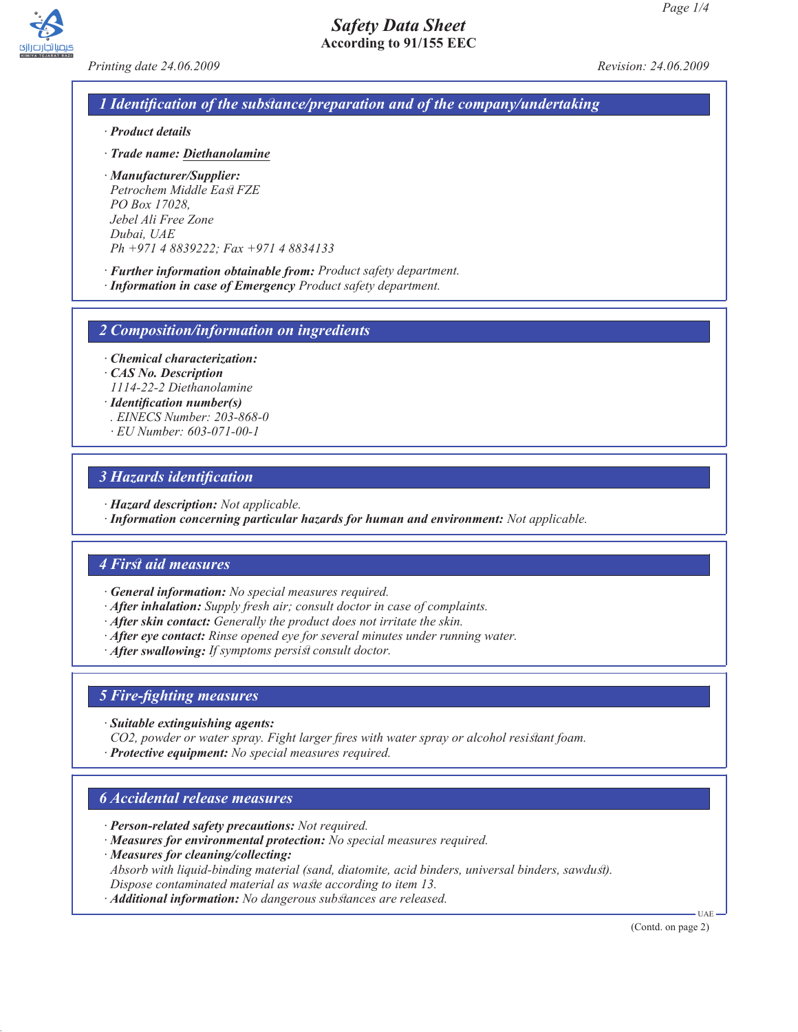# Safety Data Sheet

**According to 91/155 EEC**

*Printing date 24.06.2009* *Revision: 24.06.2009*

## 1 Identification of the substance/preparation and of the company/undertaking

· ***Product details***

· ***Trade name: Diethanolamine***

· ***Manufacturer/Supplier:***
*Petrochem Middle East FZE*
*PO Box 17028,*
*Jebel Ali Free Zone*
*Dubai, UAE*
*Ph +971 4 8839222; Fax +971 4 8834133*

· ***Further information obtainable from:*** *Product safety department.*
· ***Information in case of Emergency*** *Product safety department.*

## 2 Composition/information on ingredients

· ***Chemical characterization:***
· ***CAS No. Description***
*1114-22-2 Diethanolamine*
· ***Identification number(s)***
*. EINECS Number: 203-868-0*
*· EU Number: 603-071-00-1*

## 3 Hazards identification

· ***Hazard description:*** *Not applicable.*
· ***Information concerning particular hazards for human and environment:*** *Not applicable.*

## 4 First aid measures

· ***General information:*** *No special measures required.*
· ***After inhalation:*** *Supply fresh air; consult doctor in case of complaints.*
· ***After skin contact:*** *Generally the product does not irritate the skin.*
· ***After eye contact:*** *Rinse opened eye for several minutes under running water.*
· ***After swallowing:*** *If symptoms persist consult doctor.*

## 5 Fire-fighting measures

· ***Suitable extinguishing agents:***
*CO2, powder or water spray. Fight larger fires with water spray or alcohol resistant foam.*
· ***Protective equipment:*** *No special measures required.*

## 6 Accidental release measures

· ***Person-related safety precautions:*** *Not required.*
· ***Measures for environmental protection:*** *No special measures required.*
· ***Measures for cleaning/collecting:***
*Absorb with liquid-binding material (sand, diatomite, acid binders, universal binders, sawdust).*
*Dispose contaminated material as waste according to item 13.*
· ***Additional information:*** *No dangerous substances are released.*

(Contd. on page 2)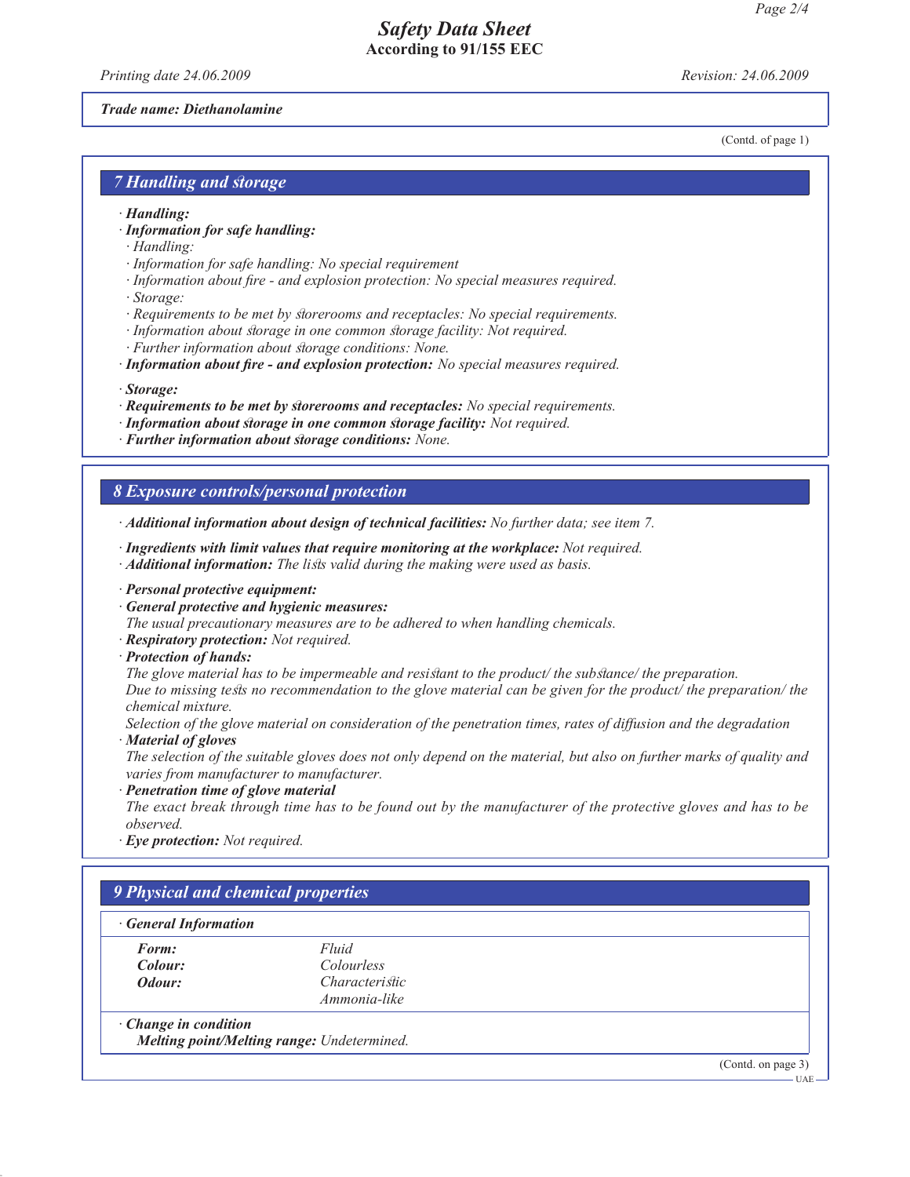*Safety Data Sheet*
**According to 91/155 EEC**

*Printing date 24.06.2009* *Revision: 24.06.2009*

***Trade name: Diethanolamine***

(Contd. of page 1)

## *7 Handling and storage*

· ***Handling:***
· ***Information for safe handling:***
  · *Handling:*
  · *Information for safe handling: No special requirement*
  · *Information about fire - and explosion protection: No special measures required.*
  · *Storage:*
  · *Requirements to be met by storerooms and receptacles: No special requirements.*
  · *Information about storage in one common storage facility: Not required.*
  · *Further information about storage conditions: None.*
· ***Information about fire - and explosion protection:*** *No special measures required.*

· ***Storage:***
· ***Requirements to be met by storerooms and receptacles:*** *No special requirements.*
· ***Information about storage in one common storage facility:*** *Not required.*
· ***Further information about storage conditions:*** *None.*

## *8 Exposure controls/personal protection*

· ***Additional information about design of technical facilities:*** *No further data; see item 7.*

· ***Ingredients with limit values that require monitoring at the workplace:*** *Not required.*
· ***Additional information:*** *The lists valid during the making were used as basis.*

· ***Personal protective equipment:***
· ***General protective and hygienic measures:***
*The usual precautionary measures are to be adhered to when handling chemicals.*
· ***Respiratory protection:*** *Not required.*
· ***Protection of hands:***
*The glove material has to be impermeable and resistant to the product/ the substance/ the preparation.*
*Due to missing tests no recommendation to the glove material can be given for the product/ the preparation/ the chemical mixture.*
*Selection of the glove material on consideration of the penetration times, rates of diffusion and the degradation*
· ***Material of gloves***
*The selection of the suitable gloves does not only depend on the material, but also on further marks of quality and varies from manufacturer to manufacturer.*
· ***Penetration time of glove material***
*The exact break through time has to be found out by the manufacturer of the protective gloves and has to be observed.*
· ***Eye protection:*** *Not required.*

## *9 Physical and chemical properties*

· ***General Information***

| | |
|---|---|
| ***Form:*** | *Fluid* |
| ***Colour:*** | *Colourless* |
| ***Odour:*** | *Characteristic* |
| | *Ammonia-like* |

· ***Change in condition***
***Melting point/Melting range:*** *Undetermined.*

(Contd. on page 3)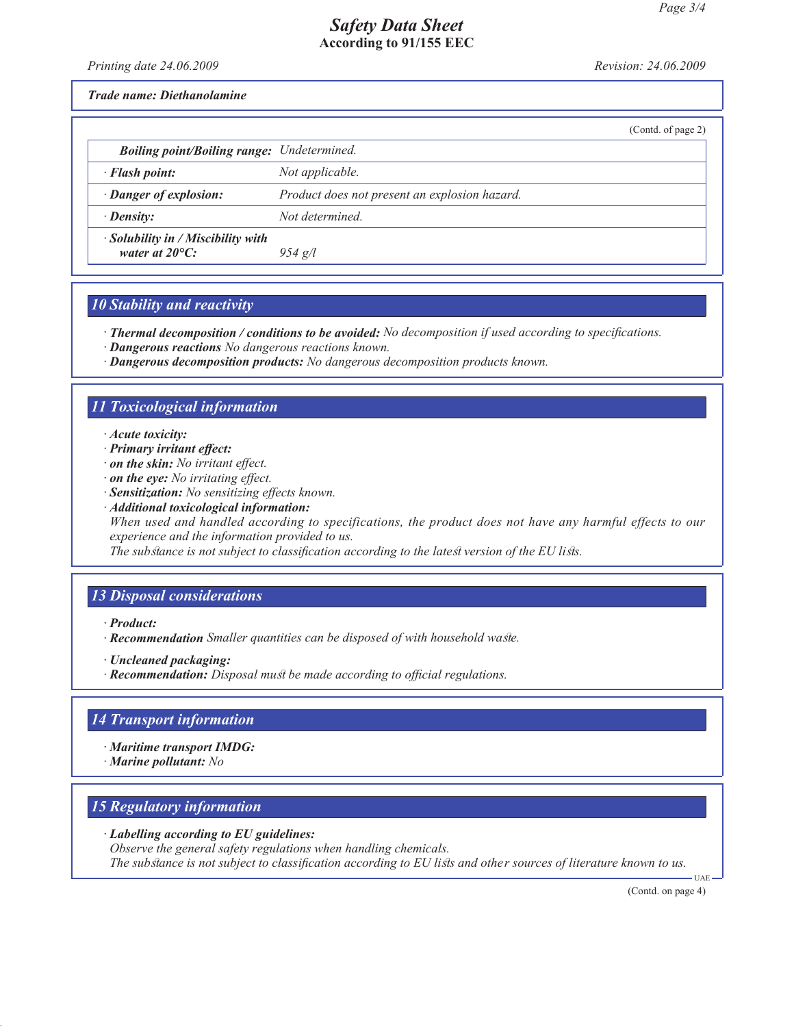*Trade name: Diethanolamine*

(Contd. of page 2)

| | |
|---|---|
| ***Boiling point/Boiling range:*** | *Undetermined.* |
| · ***Flash point:*** | *Not applicable.* |
| · ***Danger of explosion:*** | *Product does not present an explosion hazard.* |
| · ***Density:*** | *Not determined.* |
| · ***Solubility in / Miscibility with water at 20°C:*** | *954 g/l* |

## 10 Stability and reactivity

· ***Thermal decomposition / conditions to be avoided:*** *No decomposition if used according to specifications.*
· ***Dangerous reactions*** *No dangerous reactions known.*
· ***Dangerous decomposition products:*** *No dangerous decomposition products known.*

## 11 Toxicological information

· ***Acute toxicity:***
· ***Primary irritant effect:***
· ***on the skin:*** *No irritant effect.*
· ***on the eye:*** *No irritating effect.*
· ***Sensitization:*** *No sensitizing effects known.*
· ***Additional toxicological information:***
*When used and handled according to specifications, the product does not have any harmful effects to our experience and the information provided to us.*
*The substance is not subject to classification according to the latest version of the EU lists.*

## 13 Disposal considerations

· ***Product:***
· ***Recommendation*** *Smaller quantities can be disposed of with household waste.*

· ***Uncleaned packaging:***
· ***Recommendation:*** *Disposal must be made according to official regulations.*

## 14 Transport information

· ***Maritime transport IMDG:***
· ***Marine pollutant:*** *No*

## 15 Regulatory information

· ***Labelling according to EU guidelines:***
*Observe the general safety regulations when handling chemicals.*
*The substance is not subject to classification according to EU lists and other sources of literature known to us.*

(Contd. on page 4)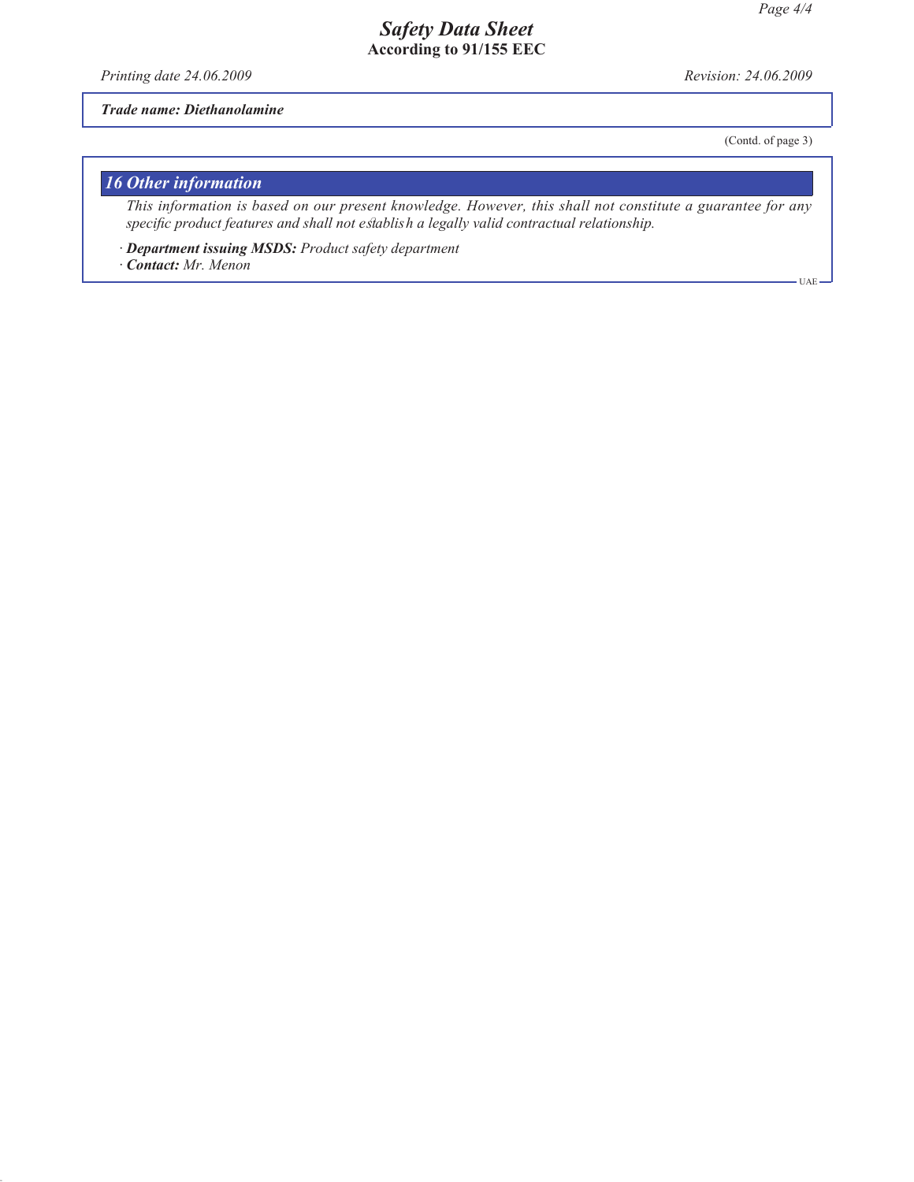Trade name: Diethanolamine

(Contd. of page 3)

## 16 Other information

*This information is based on our present knowledge. However, this shall not constitute a guarantee for any specific product features and shall not establish a legally valid contractual relationship.*

· **Department issuing MSDS:** Product safety department
· **Contact:** Mr. Menon